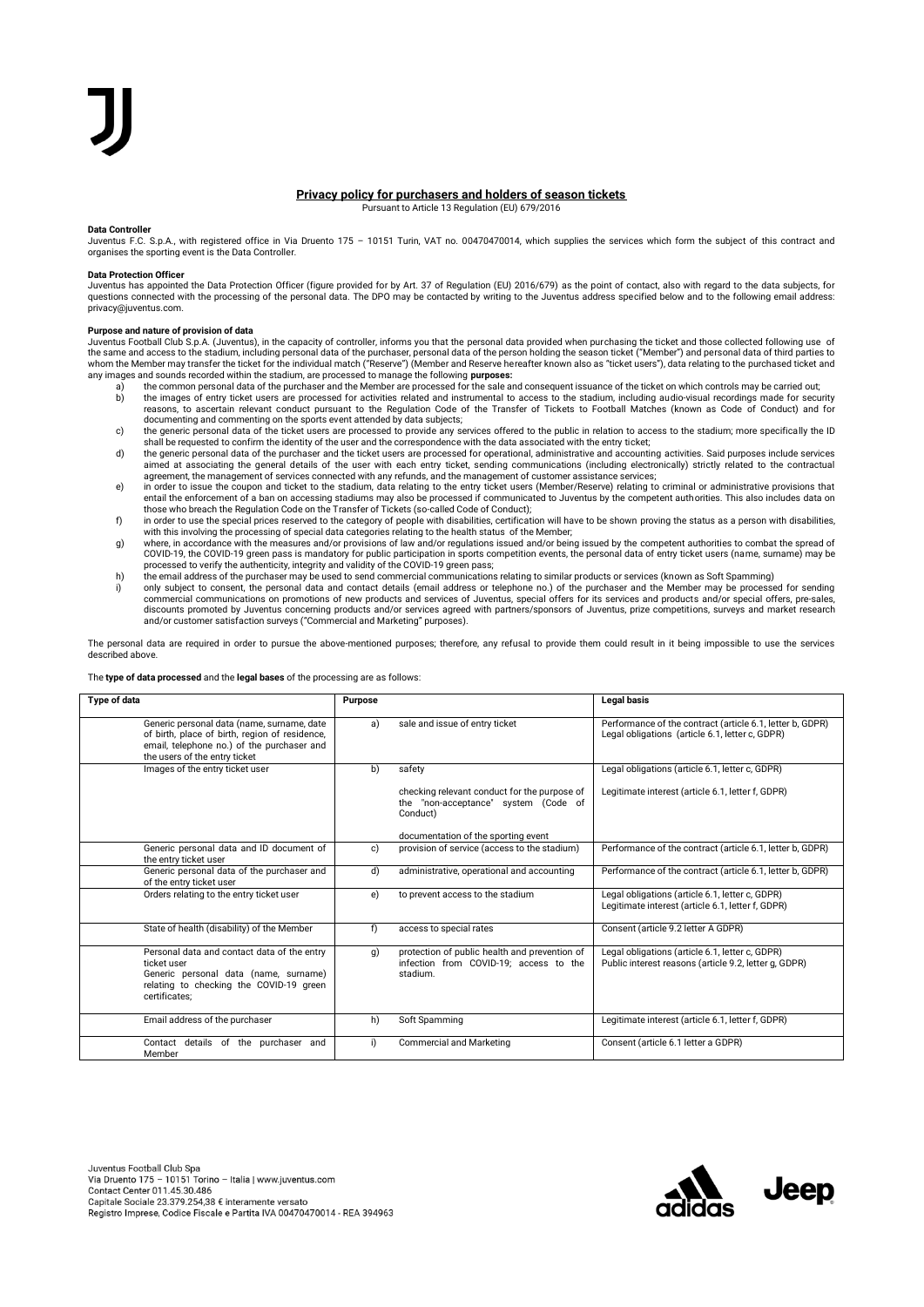## Privacy policy for purchasers and holders of season tickets

Pursuant to Article 13 Regulation (EU) 679/2016

**Data Controller**

Juventus F.C. S.p.A., with registered office in Via Druento 175 – 10151 Turin, VAT no. 00470470014, which supplies the services which form the subject of this contract and organises the sporting event is the Data Controller.

**Data Protection Officer**

Juventus has appointed the Data Protection Officer (figure provided for by Art. 37 of Regulation (EU) 2016/679) as the point of contact, also with regard to the data subjects, for questions connected with the processing of the personal data. The DPO may be contacted by writing to the Juventus address specified below and to the following email address: privacy@juventus.com.

**Purpose and nature of provision of data**

Juventus Football Club S.p.A. (Juventus), in the capacity of controller, informs you that the personal data provided when purchasing the ticket and those collected following use of the same and access to the stadium, including personal data of the purchaser, personal data of the person holding the season ticket ("Member") and personal data of third parties to whom the Member may transfer the ticket for the individual match ("Reserve") (Member and Reserve hereafter known also as "ticket users"), data relating to the purchased ticket and any images and sounds recorded within the stadium, are processed to manage the following **purposes:**

a) the common personal data of the purchaser and the Member are processed for the sale and consequent issuance of the ticket on which controls may be carried out;
b) the images of entry ticket users are processed for activities related and instrumental to access to the stadium, including audio-visual recordings made for security reasons, to ascertain relevant conduct pursuant to the Regulation Code of the Transfer of Tickets to Football Matches (known as Code of Conduct) and for documenting and commenting on the sports event attended by data subjects;
c) the generic personal data of the ticket users are processed to provide any services offered to the public in relation to access to the stadium; more specifically the ID shall be requested to confirm the identity of the user and the correspondence with the data associated with the entry ticket;
d) the generic personal data of the purchaser and the ticket users are processed for operational, administrative and accounting activities. Said purposes include services aimed at associating the general details of the user with each entry ticket, sending communications (including electronically) strictly related to the contractual agreement, the management of services connected with any refunds, and the management of customer assistance services;
e) in order to issue the coupon and ticket to the stadium, data relating to the entry ticket users (Member/Reserve) relating to criminal or administrative provisions that entail the enforcement of a ban on accessing stadiums may also be processed if communicated to Juventus by the competent authorities. This also includes data on those who breach the Regulation Code on the Transfer of Tickets (so-called Code of Conduct);
f) in order to use the special prices reserved to the category of people with disabilities, certification will have to be shown proving the status as a person with disabilities, with this involving the processing of special data categories relating to the health status of the Member;
g) where, in accordance with the measures and/or provisions of law and/or regulations issued and/or being issued by the competent authorities to combat the spread of COVID-19, the COVID-19 green pass is mandatory for public participation in sports competition events, the personal data of entry ticket users (name, surname) may be processed to verify the authenticity, integrity and validity of the COVID-19 green pass;
h) the email address of the purchaser may be used to send commercial communications relating to similar products or services (known as Soft Spamming)
i) only subject to consent, the personal data and contact details (email address or telephone no.) of the purchaser and the Member may be processed for sending commercial communications on promotions of new products and services of Juventus, special offers for its services and products and/or special offers, pre-sales, discounts promoted by Juventus concerning products and/or services agreed with partners/sponsors of Juventus, prize competitions, surveys and market research and/or customer satisfaction surveys ("Commercial and Marketing" purposes).

The personal data are required in order to pursue the above-mentioned purposes; therefore, any refusal to provide them could result in it being impossible to use the services described above.

The **type of data processed** and the **legal bases** of the processing are as follows:

| Type of data | Purpose | Legal basis |
|---|---|---|
| Generic personal data (name, surname, date of birth, place of birth, region of residence, email, telephone no.) of the purchaser and the users of the entry ticket | a) sale and issue of entry ticket | Performance of the contract (article 6.1, letter b, GDPR)<br>Legal obligations (article 6.1, letter c, GDPR) |
| Images of the entry ticket user | b) safety<br><br>checking relevant conduct for the purpose of the "non-acceptance" system (Code of Conduct)<br><br>documentation of the sporting event | Legal obligations (article 6.1, letter c, GDPR)<br><br>Legitimate interest (article 6.1, letter f, GDPR) |
| Generic personal data and ID document of the entry ticket user | c) provision of service (access to the stadium) | Performance of the contract (article 6.1, letter b, GDPR) |
| Generic personal data of the purchaser and of the entry ticket user | d) administrative, operational and accounting | Performance of the contract (article 6.1, letter b, GDPR) |
| Orders relating to the entry ticket user | e) to prevent access to the stadium | Legal obligations (article 6.1, letter c, GDPR)<br>Legitimate interest (article 6.1, letter f, GDPR) |
| State of health (disability) of the Member | f) access to special rates | Consent (article 9.2 letter A GDPR) |
| Personal data and contact data of the entry ticket user<br>Generic personal data (name, surname) relating to checking the COVID-19 green certificates; | g) protection of public health and prevention of infection from COVID-19; access to the stadium. | Legal obligations (article 6.1, letter c, GDPR)<br>Public interest reasons (article 9.2, letter g, GDPR) |
| Email address of the purchaser | h) Soft Spamming | Legitimate interest (article 6.1, letter f, GDPR) |
| Contact details of the purchaser and Member | i) Commercial and Marketing | Consent (article 6.1 letter a GDPR) |

Juventus Football Club Spa
Via Druento 175 – 10151 Torino – Italia | www.juventus.com
Contact Center 011.45.30.486
Capitale Sociale 23.379.254,38 € interamente versato
Registro Imprese, Codice Fiscale e Partita IVA 00470470014 - REA 394963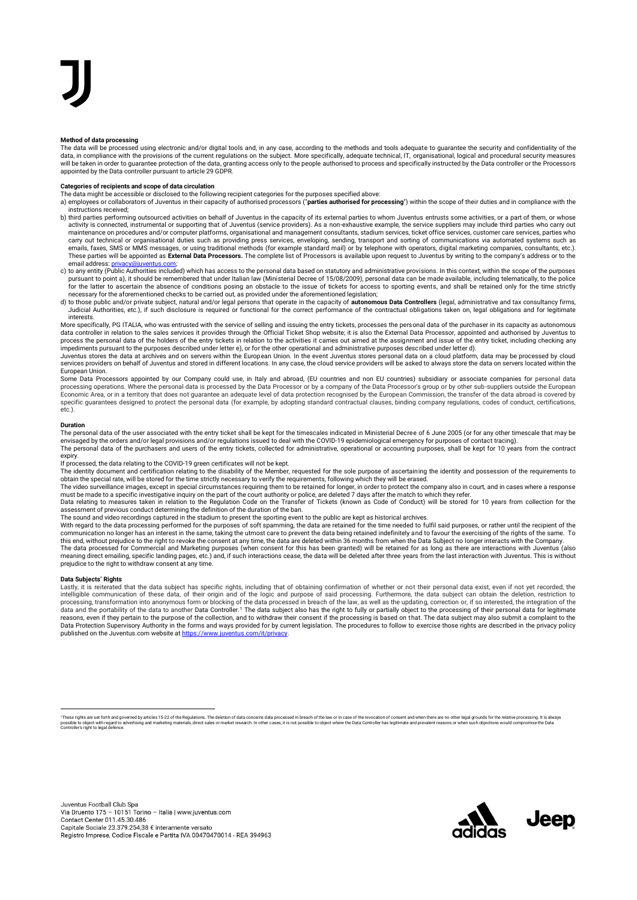**Method of data processing**

The data will be processed using electronic and/or digital tools and, in any case, according to the methods and tools adequate to guarantee the security and confidentiality of the data, in compliance with the provisions of the current regulations on the subject. More specifically, adequate technical, IT, organisational, logical and procedural security measures will be taken in order to guarantee protection of the data, granting access only to the people authorised to process and specifically instructed by the Data controller or the Processors appointed by the Data controller pursuant to article 29 GDPR.

**Categories of recipients and scope of data circulation**

The data might be accessible or disclosed to the following recipient categories for the purposes specified above:

a) employees or collaborators of Juventus in their capacity of authorised processors ("**parties authorised for processing**") within the scope of their duties and in compliance with the instructions received;

b) third parties performing outsourced activities on behalf of Juventus in the capacity of its external parties to whom Juventus entrusts some activities, or a part of them, or whose activity is connected, instrumental or supporting that of Juventus (service providers). As a non-exhaustive example, the service suppliers may include third parties who carry out maintenance on procedures and/or computer platforms, organisational and management consultants, stadium services, ticket office services, customer care services, parties who carry out technical or organisational duties such as providing press services, enveloping, sending, transport and sorting of communications via automated systems such as emails, faxes, SMS or MMS messages, or using traditional methods (for example standard mail) or by telephone with operators, digital marketing companies, consultants, etc.). These parties will be appointed as **External Data Processors.** The complete list of Processors is available upon request to Juventus by writing to the company's address or to the email address: privacy@juventus.com;

c) to any entity (Public Authorities included) which has access to the personal data based on statutory and administrative provisions. In this context, within the scope of the purposes pursuant to point a), it should be remembered that under Italian law (Ministerial Decree of 15/08/2009), personal data can be made available, including telematically, to the police for the latter to ascertain the absence of conditions posing an obstacle to the issue of tickets for access to sporting events, and shall be retained only for the time strictly necessary for the aforementioned checks to be carried out, as provided under the aforementioned legislation;

d) to those public and/or private subject, natural and/or legal persons that operate in the capacity of **autonomous Data Controllers** (legal, administrative and tax consultancy firms, Judicial Authorities, etc.), if such disclosure is required or functional for the correct performance of the contractual obligations taken on, legal obligations and for legitimate interests.

More specifically, PG ITALIA, who was entrusted with the service of selling and issuing the entry tickets, processes the personal data of the purchaser in its capacity as autonomous data controller in relation to the sales services it provides through the Official Ticket Shop website; it is also the External Data Processor, appointed and authorised by Juventus to process the personal data of the holders of the entry tickets in relation to the activities it carries out aimed at the assignment and issue of the entry ticket, including checking any impediments pursuant to the purposes described under letter e), or for the other operational and administrative purposes described under letter d).

Juventus stores the data at archives and on servers within the European Union. In the event Juventus stores personal data on a cloud platform, data may be processed by cloud services providers on behalf of Juventus and stored in different locations. In any case, the cloud service providers will be asked to always store the data on servers located within the European Union.

Some Data Processors appointed by our Company could use, in Italy and abroad, (EU countries and non EU countries) subsidiary or associate companies for personal data processing operations. Where the personal data is processed by the Data Processor or by a company of the Data Processor's group or by other sub-suppliers outside the European Economic Area, or in a territory that does not guarantee an adequate level of data protection recognised by the European Commission, the transfer of the data abroad is covered by specific guarantees designed to protect the personal data (for example, by adopting standard contractual clauses, binding company regulations, codes of conduct, certifications, etc.).

**Duration**

The personal data of the user associated with the entry ticket shall be kept for the timescales indicated in Ministerial Decree of 6 June 2005 (or for any other timescale that may be envisaged by the orders and/or legal provisions and/or regulations issued to deal with the COVID-19 epidemiological emergency for purposes of contact tracing).

The personal data of the purchasers and users of the entry tickets, collected for administrative, operational or accounting purposes, shall be kept for 10 years from the contract expiry.

If processed, the data relating to the COVID-19 green certificates will not be kept.

The identity document and certification relating to the disability of the Member, requested for the sole purpose of ascertaining the identity and possession of the requirements to obtain the special rate, will be stored for the time strictly necessary to verify the requirements, following which they will be erased.

The video surveillance images, except in special circumstances requiring them to be retained for longer, in order to protect the company also in court, and in cases where a response must be made to a specific investigative inquiry on the part of the court authority or police, are deleted 7 days after the match to which they refer.

Data relating to measures taken in relation to the Regulation Code on the Transfer of Tickets (known as Code of Conduct) will be stored for 10 years from collection for the assessment of previous conduct determining the definition of the duration of the ban.

The sound and video recordings captured in the stadium to present the sporting event to the public are kept as historical archives.

With regard to the data processing performed for the purposes of soft spamming, the data are retained for the time needed to fulfil said purposes, or rather until the recipient of the communication no longer has an interest in the same, taking the utmost care to prevent the data being retained indefinitely and to favour the exercising of the rights of the same. To this end, without prejudice to the right to revoke the consent at any time, the data are deleted within 36 months from when the Data Subject no longer interacts with the Company.

The data processed for Commercial and Marketing purposes (when consent for this has been granted) will be retained for as long as there are interactions with Juventus (also meaning direct emailing, specific landing pages, etc.) and, if such interactions cease, the data will be deleted after three years from the last interaction with Juventus. This is without prejudice to the right to withdraw consent at any time.

**Data Subjects' Rights**

Lastly, it is reiterated that the data subject has specific rights, including that of obtaining confirmation of whether or not their personal data exist, even if not yet recorded, the intelligible communication of these data, of their origin and of the logic and purpose of said processing. Furthermore, the data subject can obtain the deletion, restriction to processing, transformation into anonymous form or blocking of the data processed in breach of the law, as well as the updating, correction or, if so interested, the integration of the data and the portability of the data to another Data Controller.[1] The data subject also has the right to fully or partially object to the processing of their personal data for legitimate reasons, even if they pertain to the purpose of the collection, and to withdraw their consent if the processing is based on that. The data subject may also submit a complaint to the Data Protection Supervisory Authority in the forms and ways provided for by current legislation. The procedures to follow to exercise those rights are described in the privacy policy published on the Juventus.com website at https://www.juventus.com/it/privacy.

---

[1] These rights are set forth and governed by articles 15-22 of the Regulations. The deletion of data concerns data processed in breach of the law or in case of the revocation of consent and when there are no other legal grounds for the relative processing. It is always possible to object with regard to advertising and marketing materials, direct sales or market research. In other cases, it is not possible to object where the Data Controller has legitimate and prevalent reasons or when such objections would compromise the Data Controller's right to legal defence.

Juventus Football Club Spa
Via Druento 175 – 10151 Torino – Italia | www.juventus.com
Contact Center 011.45.30.486
Capitale Sociale 23.379.254,38 € interamente versato
Registro Imprese, Codice Fiscale e Partita IVA 00470470014 - REA 394963